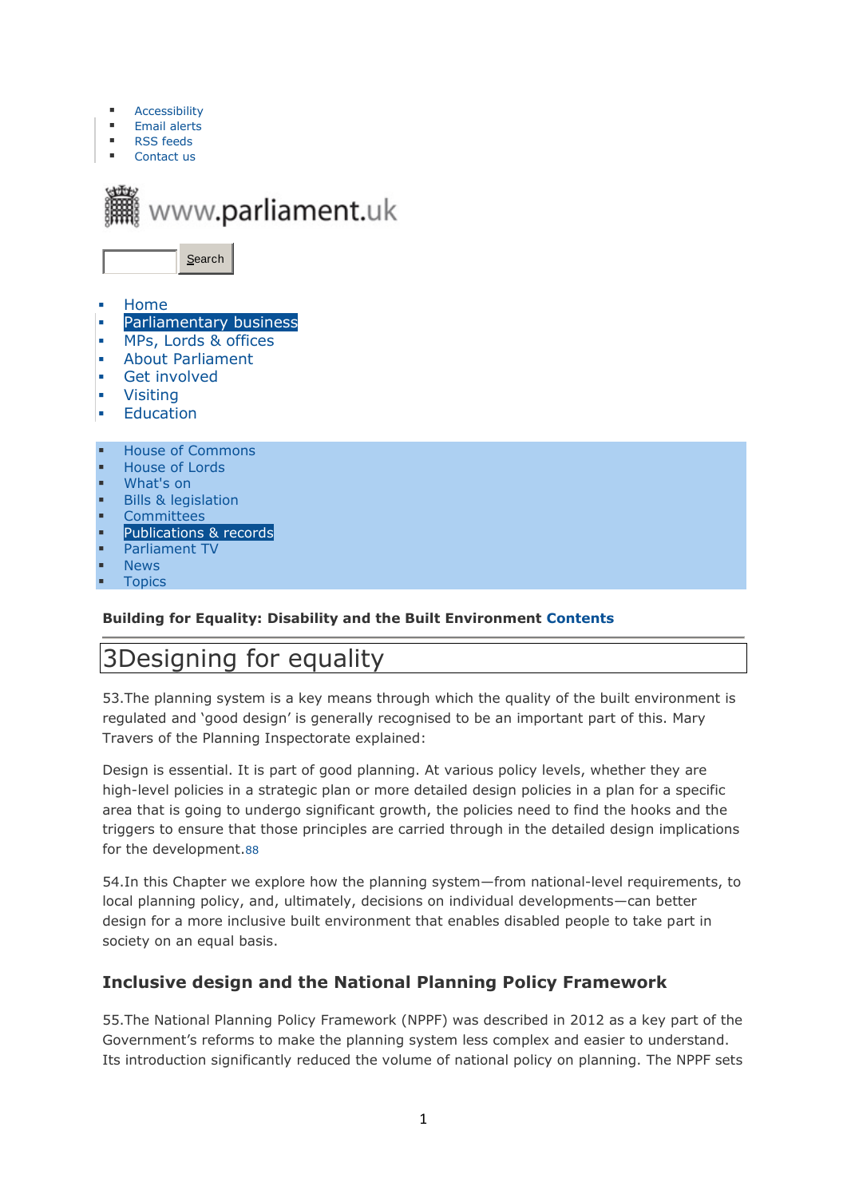- Accessibility
- Email alerts
- RSS feeds
- Contact us

www.parliament.uk

Search

- Home
- Parliamentary business
- MPs, Lords & offices
- About Parliament
- Get involved
- Visiting
- Education

- House of Commons
- House of Lords
- What's on
- Bills & legislation
- Committees
- Publications & records
- Parliament TV
- News
- Topics

**Building for Equality: Disability and the Built Environment Contents**

# 3Designing for equality

53.The planning system is a key means through which the quality of the built environment is regulated and 'good design' is generally recognised to be an important part of this. Mary Travers of the Planning Inspectorate explained:

Design is essential. It is part of good planning. At various policy levels, whether they are high-level policies in a strategic plan or more detailed design policies in a plan for a specific area that is going to undergo significant growth, the policies need to find the hooks and the triggers to ensure that those principles are carried through in the detailed design implications for the development.[88]

54.In this Chapter we explore how the planning system—from national-level requirements, to local planning policy, and, ultimately, decisions on individual developments—can better design for a more inclusive built environment that enables disabled people to take part in society on an equal basis.

## Inclusive design and the National Planning Policy Framework

55.The National Planning Policy Framework (NPPF) was described in 2012 as a key part of the Government's reforms to make the planning system less complex and easier to understand. Its introduction significantly reduced the volume of national policy on planning. The NPPF sets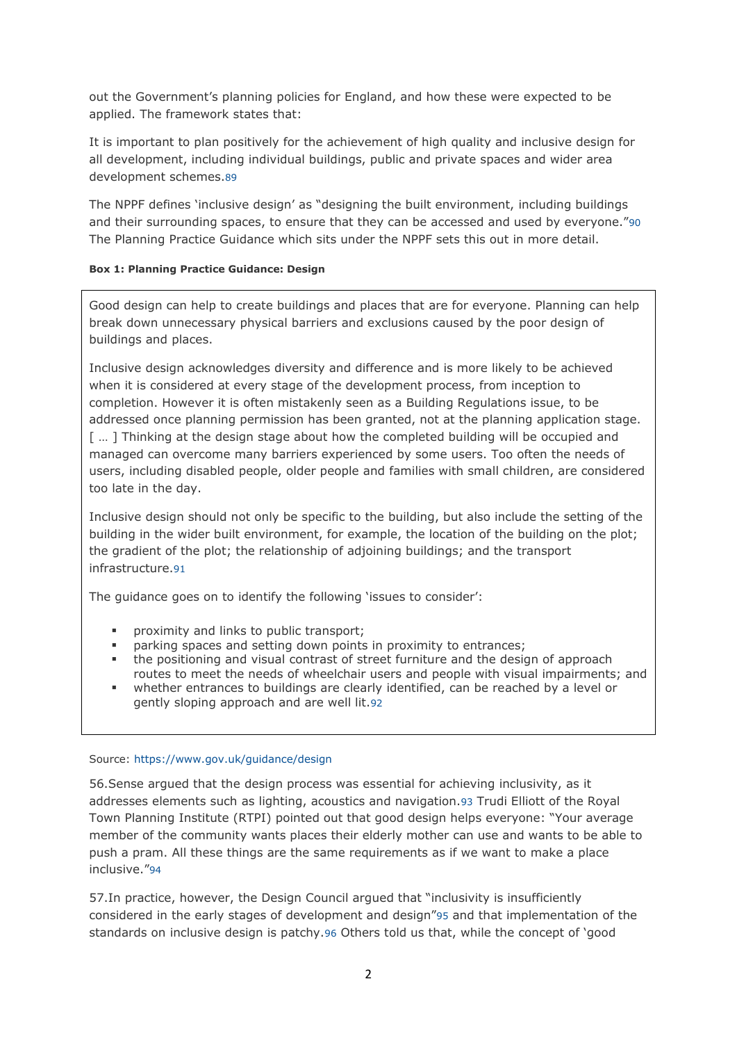out the Government's planning policies for England, and how these were expected to be applied. The framework states that:

It is important to plan positively for the achievement of high quality and inclusive design for all development, including individual buildings, public and private spaces and wider area development schemes.[89]

The NPPF defines 'inclusive design' as "designing the built environment, including buildings and their surrounding spaces, to ensure that they can be accessed and used by everyone."[90] The Planning Practice Guidance which sits under the NPPF sets this out in more detail.

**Box 1: Planning Practice Guidance: Design**

Good design can help to create buildings and places that are for everyone. Planning can help break down unnecessary physical barriers and exclusions caused by the poor design of buildings and places.

Inclusive design acknowledges diversity and difference and is more likely to be achieved when it is considered at every stage of the development process, from inception to completion. However it is often mistakenly seen as a Building Regulations issue, to be addressed once planning permission has been granted, not at the planning application stage. [ … ] Thinking at the design stage about how the completed building will be occupied and managed can overcome many barriers experienced by some users. Too often the needs of users, including disabled people, older people and families with small children, are considered too late in the day.

Inclusive design should not only be specific to the building, but also include the setting of the building in the wider built environment, for example, the location of the building on the plot; the gradient of the plot; the relationship of adjoining buildings; and the transport infrastructure.[91]

The guidance goes on to identify the following 'issues to consider':

- proximity and links to public transport;
- parking spaces and setting down points in proximity to entrances;
- the positioning and visual contrast of street furniture and the design of approach routes to meet the needs of wheelchair users and people with visual impairments; and
- whether entrances to buildings are clearly identified, can be reached by a level or gently sloping approach and are well lit.[92]

Source: https://www.gov.uk/guidance/design

56.Sense argued that the design process was essential for achieving inclusivity, as it addresses elements such as lighting, acoustics and navigation.[93] Trudi Elliott of the Royal Town Planning Institute (RTPI) pointed out that good design helps everyone: "Your average member of the community wants places their elderly mother can use and wants to be able to push a pram. All these things are the same requirements as if we want to make a place inclusive."[94]

57.In practice, however, the Design Council argued that "inclusivity is insufficiently considered in the early stages of development and design"[95] and that implementation of the standards on inclusive design is patchy.[96] Others told us that, while the concept of 'good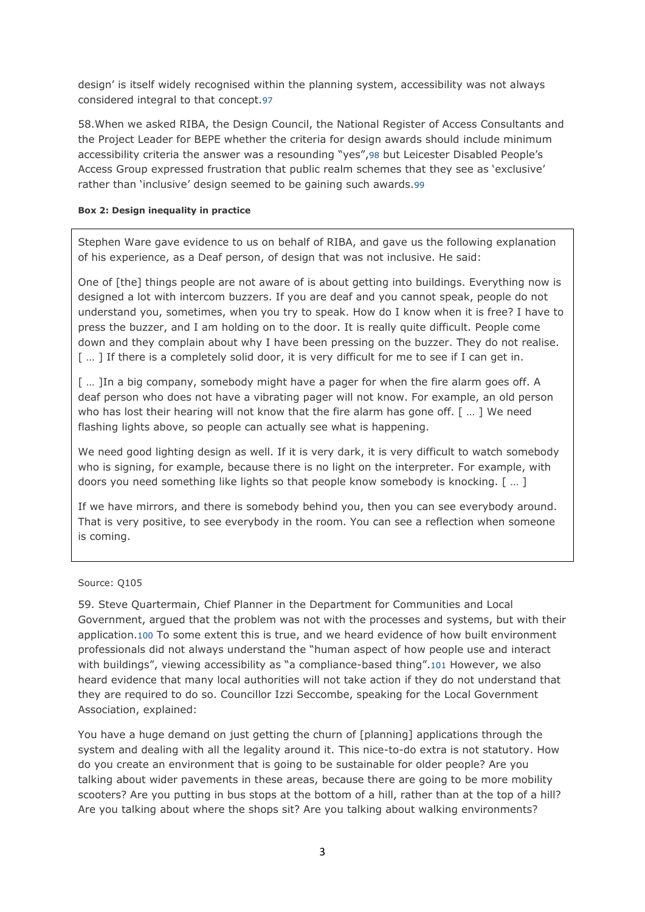design' is itself widely recognised within the planning system, accessibility was not always considered integral to that concept.[97]

58.When we asked RIBA, the Design Council, the National Register of Access Consultants and the Project Leader for BEPE whether the criteria for design awards should include minimum accessibility criteria the answer was a resounding "yes",[98] but Leicester Disabled People's Access Group expressed frustration that public realm schemes that they see as 'exclusive' rather than 'inclusive' design seemed to be gaining such awards.[99]

**Box 2: Design inequality in practice**

> Stephen Ware gave evidence to us on behalf of RIBA, and gave us the following explanation of his experience, as a Deaf person, of design that was not inclusive. He said:
>
> One of [the] things people are not aware of is about getting into buildings. Everything now is designed a lot with intercom buzzers. If you are deaf and you cannot speak, people do not understand you, sometimes, when you try to speak. How do I know when it is free? I have to press the buzzer, and I am holding on to the door. It is really quite difficult. People come down and they complain about why I have been pressing on the buzzer. They do not realise. [ … ] If there is a completely solid door, it is very difficult for me to see if I can get in.
>
> [ … ]In a big company, somebody might have a pager for when the fire alarm goes off. A deaf person who does not have a vibrating pager will not know. For example, an old person who has lost their hearing will not know that the fire alarm has gone off. [ … ] We need flashing lights above, so people can actually see what is happening.
>
> We need good lighting design as well. If it is very dark, it is very difficult to watch somebody who is signing, for example, because there is no light on the interpreter. For example, with doors you need something like lights so that people know somebody is knocking. [ … ]
>
> If we have mirrors, and there is somebody behind you, then you can see everybody around. That is very positive, to see everybody in the room. You can see a reflection when someone is coming.

Source: Q105

59. Steve Quartermain, Chief Planner in the Department for Communities and Local Government, argued that the problem was not with the processes and systems, but with their application.[100] To some extent this is true, and we heard evidence of how built environment professionals did not always understand the "human aspect of how people use and interact with buildings", viewing accessibility as "a compliance-based thing".[101] However, we also heard evidence that many local authorities will not take action if they do not understand that they are required to do so. Councillor Izzi Seccombe, speaking for the Local Government Association, explained:

You have a huge demand on just getting the churn of [planning] applications through the system and dealing with all the legality around it. This nice-to-do extra is not statutory. How do you create an environment that is going to be sustainable for older people? Are you talking about wider pavements in these areas, because there are going to be more mobility scooters? Are you putting in bus stops at the bottom of a hill, rather than at the top of a hill? Are you talking about where the shops sit? Are you talking about walking environments?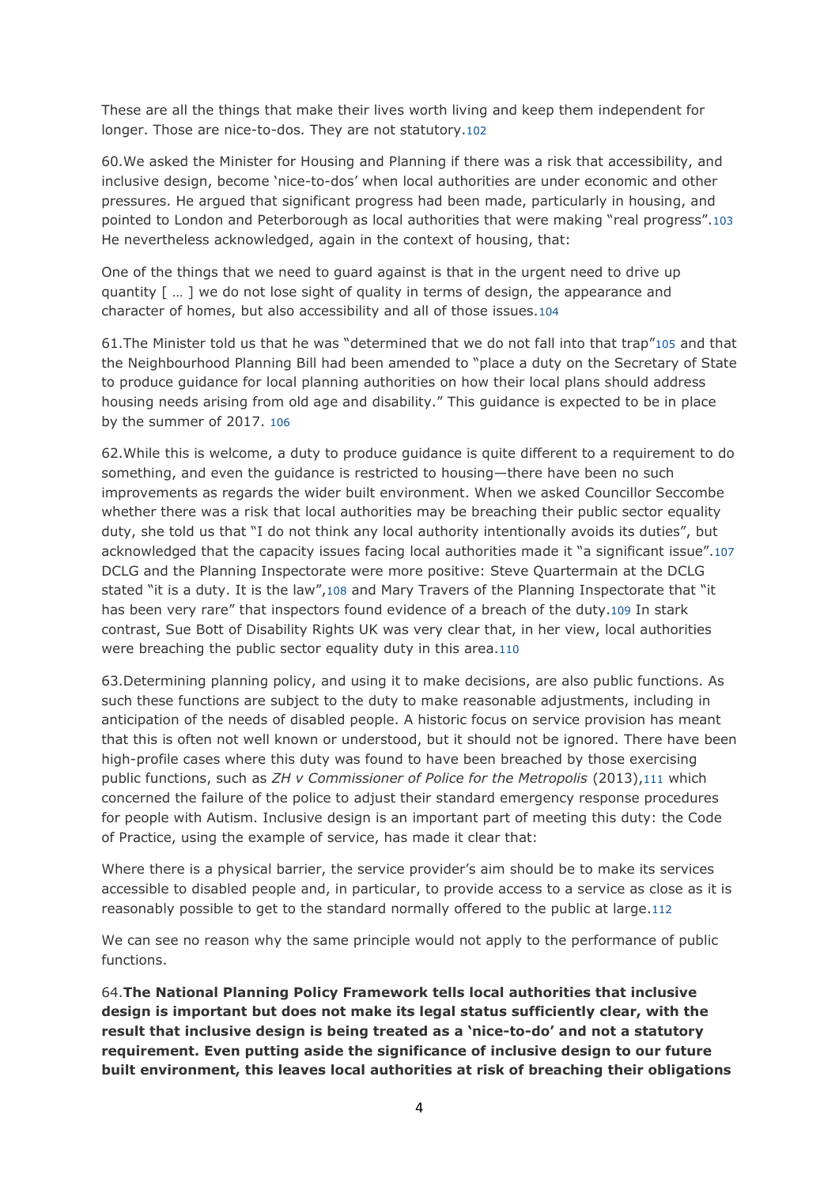These are all the things that make their lives worth living and keep them independent for longer. Those are nice-to-dos. They are not statutory.[102]

60.We asked the Minister for Housing and Planning if there was a risk that accessibility, and inclusive design, become 'nice-to-dos' when local authorities are under economic and other pressures. He argued that significant progress had been made, particularly in housing, and pointed to London and Peterborough as local authorities that were making "real progress".[103] He nevertheless acknowledged, again in the context of housing, that:

One of the things that we need to guard against is that in the urgent need to drive up quantity [ … ] we do not lose sight of quality in terms of design, the appearance and character of homes, but also accessibility and all of those issues.[104]

61.The Minister told us that he was "determined that we do not fall into that trap"[105] and that the Neighbourhood Planning Bill had been amended to "place a duty on the Secretary of State to produce guidance for local planning authorities on how their local plans should address housing needs arising from old age and disability." This guidance is expected to be in place by the summer of 2017. [106]

62.While this is welcome, a duty to produce guidance is quite different to a requirement to do something, and even the guidance is restricted to housing—there have been no such improvements as regards the wider built environment. When we asked Councillor Seccombe whether there was a risk that local authorities may be breaching their public sector equality duty, she told us that "I do not think any local authority intentionally avoids its duties", but acknowledged that the capacity issues facing local authorities made it "a significant issue".[107] DCLG and the Planning Inspectorate were more positive: Steve Quartermain at the DCLG stated "it is a duty. It is the law",[108] and Mary Travers of the Planning Inspectorate that "it has been very rare" that inspectors found evidence of a breach of the duty.[109] In stark contrast, Sue Bott of Disability Rights UK was very clear that, in her view, local authorities were breaching the public sector equality duty in this area.[110]

63.Determining planning policy, and using it to make decisions, are also public functions. As such these functions are subject to the duty to make reasonable adjustments, including in anticipation of the needs of disabled people. A historic focus on service provision has meant that this is often not well known or understood, but it should not be ignored. There have been high-profile cases where this duty was found to have been breached by those exercising public functions, such as *ZH v Commissioner of Police for the Metropolis* (2013),[111] which concerned the failure of the police to adjust their standard emergency response procedures for people with Autism. Inclusive design is an important part of meeting this duty: the Code of Practice, using the example of service, has made it clear that:

Where there is a physical barrier, the service provider's aim should be to make its services accessible to disabled people and, in particular, to provide access to a service as close as it is reasonably possible to get to the standard normally offered to the public at large.[112]

We can see no reason why the same principle would not apply to the performance of public functions.

64.**The National Planning Policy Framework tells local authorities that inclusive design is important but does not make its legal status sufficiently clear, with the result that inclusive design is being treated as a 'nice-to-do' and not a statutory requirement. Even putting aside the significance of inclusive design to our future built environment, this leaves local authorities at risk of breaching their obligations**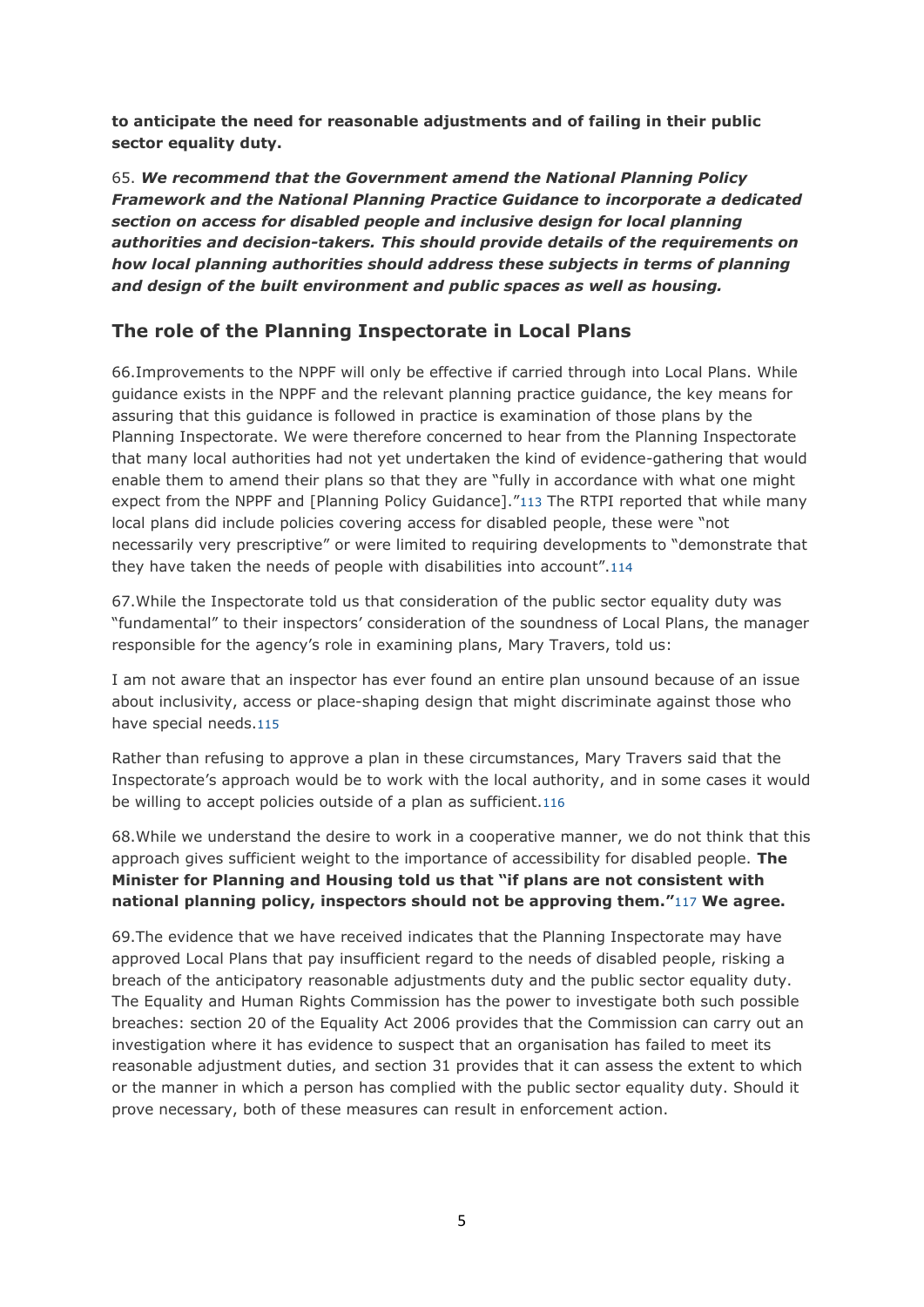**to anticipate the need for reasonable adjustments and of failing in their public sector equality duty.**

65. ***We recommend that the Government amend the National Planning Policy Framework and the National Planning Practice Guidance to incorporate a dedicated section on access for disabled people and inclusive design for local planning authorities and decision-takers. This should provide details of the requirements on how local planning authorities should address these subjects in terms of planning and design of the built environment and public spaces as well as housing.***

## The role of the Planning Inspectorate in Local Plans

66.Improvements to the NPPF will only be effective if carried through into Local Plans. While guidance exists in the NPPF and the relevant planning practice guidance, the key means for assuring that this guidance is followed in practice is examination of those plans by the Planning Inspectorate. We were therefore concerned to hear from the Planning Inspectorate that many local authorities had not yet undertaken the kind of evidence-gathering that would enable them to amend their plans so that they are "fully in accordance with what one might expect from the NPPF and [Planning Policy Guidance]."[113] The RTPI reported that while many local plans did include policies covering access for disabled people, these were "not necessarily very prescriptive" or were limited to requiring developments to "demonstrate that they have taken the needs of people with disabilities into account".[114]

67.While the Inspectorate told us that consideration of the public sector equality duty was "fundamental" to their inspectors' consideration of the soundness of Local Plans, the manager responsible for the agency's role in examining plans, Mary Travers, told us:

I am not aware that an inspector has ever found an entire plan unsound because of an issue about inclusivity, access or place-shaping design that might discriminate against those who have special needs.[115]

Rather than refusing to approve a plan in these circumstances, Mary Travers said that the Inspectorate's approach would be to work with the local authority, and in some cases it would be willing to accept policies outside of a plan as sufficient.[116]

68.While we understand the desire to work in a cooperative manner, we do not think that this approach gives sufficient weight to the importance of accessibility for disabled people. **The Minister for Planning and Housing told us that "if plans are not consistent with national planning policy, inspectors should not be approving them."**[117] **We agree.**

69.The evidence that we have received indicates that the Planning Inspectorate may have approved Local Plans that pay insufficient regard to the needs of disabled people, risking a breach of the anticipatory reasonable adjustments duty and the public sector equality duty. The Equality and Human Rights Commission has the power to investigate both such possible breaches: section 20 of the Equality Act 2006 provides that the Commission can carry out an investigation where it has evidence to suspect that an organisation has failed to meet its reasonable adjustment duties, and section 31 provides that it can assess the extent to which or the manner in which a person has complied with the public sector equality duty. Should it prove necessary, both of these measures can result in enforcement action.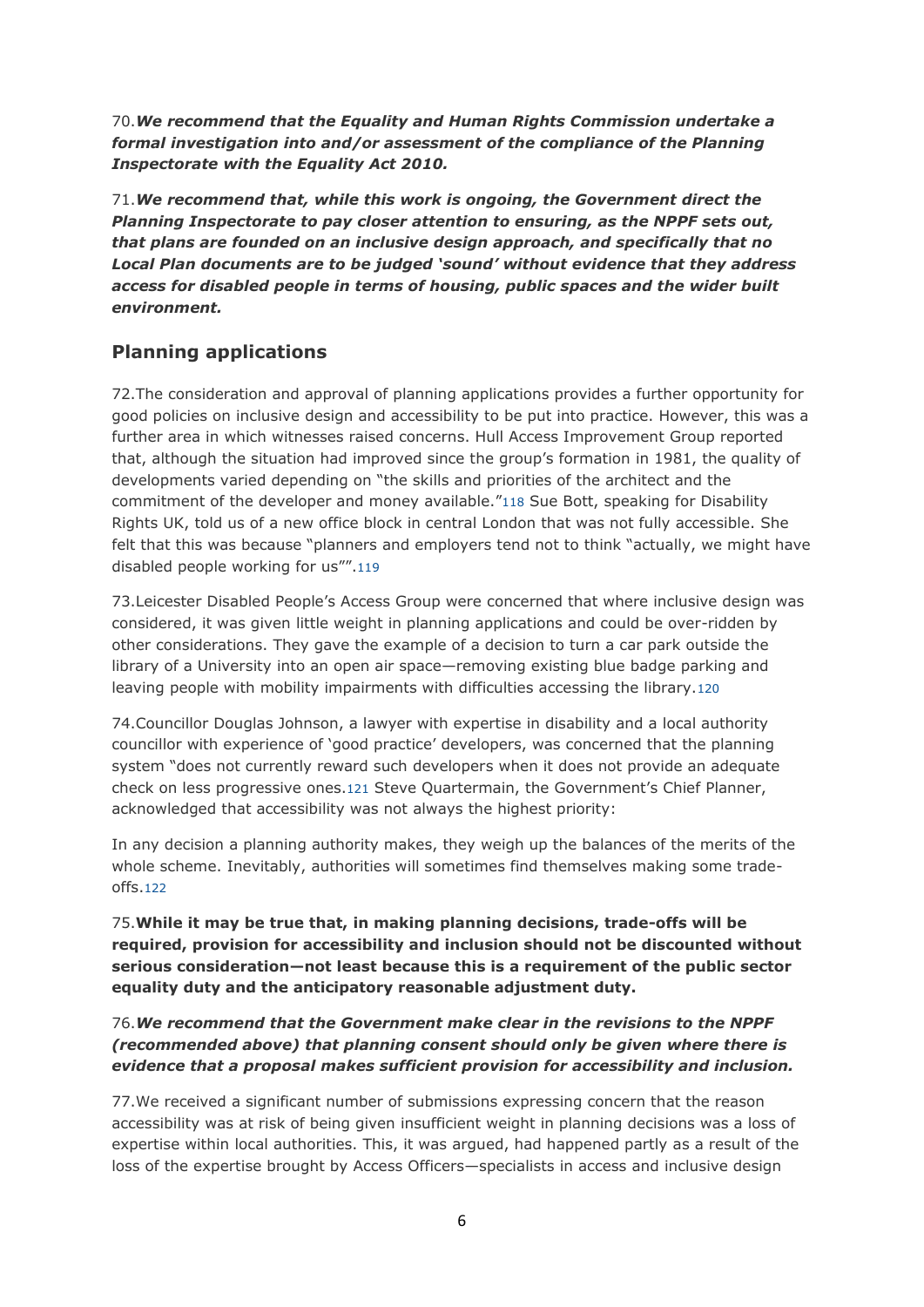70.***We recommend that the Equality and Human Rights Commission undertake a formal investigation into and/or assessment of the compliance of the Planning Inspectorate with the Equality Act 2010.***

71.***We recommend that, while this work is ongoing, the Government direct the Planning Inspectorate to pay closer attention to ensuring, as the NPPF sets out, that plans are founded on an inclusive design approach, and specifically that no Local Plan documents are to be judged 'sound' without evidence that they address access for disabled people in terms of housing, public spaces and the wider built environment.***

## Planning applications

72.The consideration and approval of planning applications provides a further opportunity for good policies on inclusive design and accessibility to be put into practice. However, this was a further area in which witnesses raised concerns. Hull Access Improvement Group reported that, although the situation had improved since the group's formation in 1981, the quality of developments varied depending on "the skills and priorities of the architect and the commitment of the developer and money available."[118] Sue Bott, speaking for Disability Rights UK, told us of a new office block in central London that was not fully accessible. She felt that this was because "planners and employers tend not to think "actually, we might have disabled people working for us"".[119]

73.Leicester Disabled People's Access Group were concerned that where inclusive design was considered, it was given little weight in planning applications and could be over-ridden by other considerations. They gave the example of a decision to turn a car park outside the library of a University into an open air space—removing existing blue badge parking and leaving people with mobility impairments with difficulties accessing the library.[120]

74.Councillor Douglas Johnson, a lawyer with expertise in disability and a local authority councillor with experience of 'good practice' developers, was concerned that the planning system "does not currently reward such developers when it does not provide an adequate check on less progressive ones.[121] Steve Quartermain, the Government's Chief Planner, acknowledged that accessibility was not always the highest priority:

In any decision a planning authority makes, they weigh up the balances of the merits of the whole scheme. Inevitably, authorities will sometimes find themselves making some trade-offs.[122]

75.**While it may be true that, in making planning decisions, trade-offs will be required, provision for accessibility and inclusion should not be discounted without serious consideration—not least because this is a requirement of the public sector equality duty and the anticipatory reasonable adjustment duty.**

76.***We recommend that the Government make clear in the revisions to the NPPF (recommended above) that planning consent should only be given where there is evidence that a proposal makes sufficient provision for accessibility and inclusion.***

77.We received a significant number of submissions expressing concern that the reason accessibility was at risk of being given insufficient weight in planning decisions was a loss of expertise within local authorities. This, it was argued, had happened partly as a result of the loss of the expertise brought by Access Officers—specialists in access and inclusive design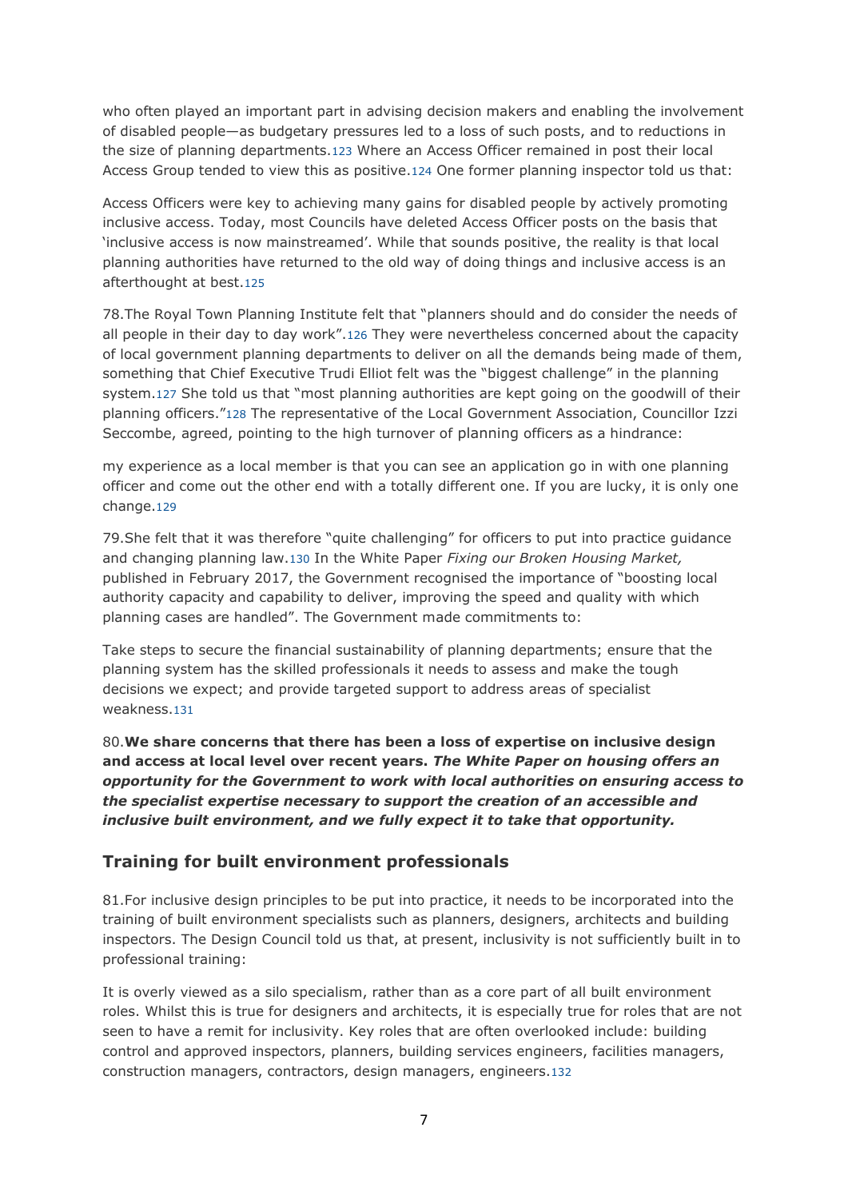who often played an important part in advising decision makers and enabling the involvement of disabled people—as budgetary pressures led to a loss of such posts, and to reductions in the size of planning departments.[123] Where an Access Officer remained in post their local Access Group tended to view this as positive.[124] One former planning inspector told us that:

Access Officers were key to achieving many gains for disabled people by actively promoting inclusive access. Today, most Councils have deleted Access Officer posts on the basis that 'inclusive access is now mainstreamed'. While that sounds positive, the reality is that local planning authorities have returned to the old way of doing things and inclusive access is an afterthought at best.[125]

78.The Royal Town Planning Institute felt that "planners should and do consider the needs of all people in their day to day work".[126] They were nevertheless concerned about the capacity of local government planning departments to deliver on all the demands being made of them, something that Chief Executive Trudi Elliot felt was the "biggest challenge" in the planning system.[127] She told us that "most planning authorities are kept going on the goodwill of their planning officers."[128] The representative of the Local Government Association, Councillor Izzi Seccombe, agreed, pointing to the high turnover of planning officers as a hindrance:

my experience as a local member is that you can see an application go in with one planning officer and come out the other end with a totally different one. If you are lucky, it is only one change.[129]

79.She felt that it was therefore "quite challenging" for officers to put into practice guidance and changing planning law.[130] In the White Paper *Fixing our Broken Housing Market,* published in February 2017, the Government recognised the importance of "boosting local authority capacity and capability to deliver, improving the speed and quality with which planning cases are handled". The Government made commitments to:

Take steps to secure the financial sustainability of planning departments; ensure that the planning system has the skilled professionals it needs to assess and make the tough decisions we expect; and provide targeted support to address areas of specialist weakness.[131]

80.**We share concerns that there has been a loss of expertise on inclusive design and access at local level over recent years.** ***The White Paper on housing offers an opportunity for the Government to work with local authorities on ensuring access to the specialist expertise necessary to support the creation of an accessible and inclusive built environment, and we fully expect it to take that opportunity.***

## Training for built environment professionals

81.For inclusive design principles to be put into practice, it needs to be incorporated into the training of built environment specialists such as planners, designers, architects and building inspectors. The Design Council told us that, at present, inclusivity is not sufficiently built in to professional training:

It is overly viewed as a silo specialism, rather than as a core part of all built environment roles. Whilst this is true for designers and architects, it is especially true for roles that are not seen to have a remit for inclusivity. Key roles that are often overlooked include: building control and approved inspectors, planners, building services engineers, facilities managers, construction managers, contractors, design managers, engineers.[132]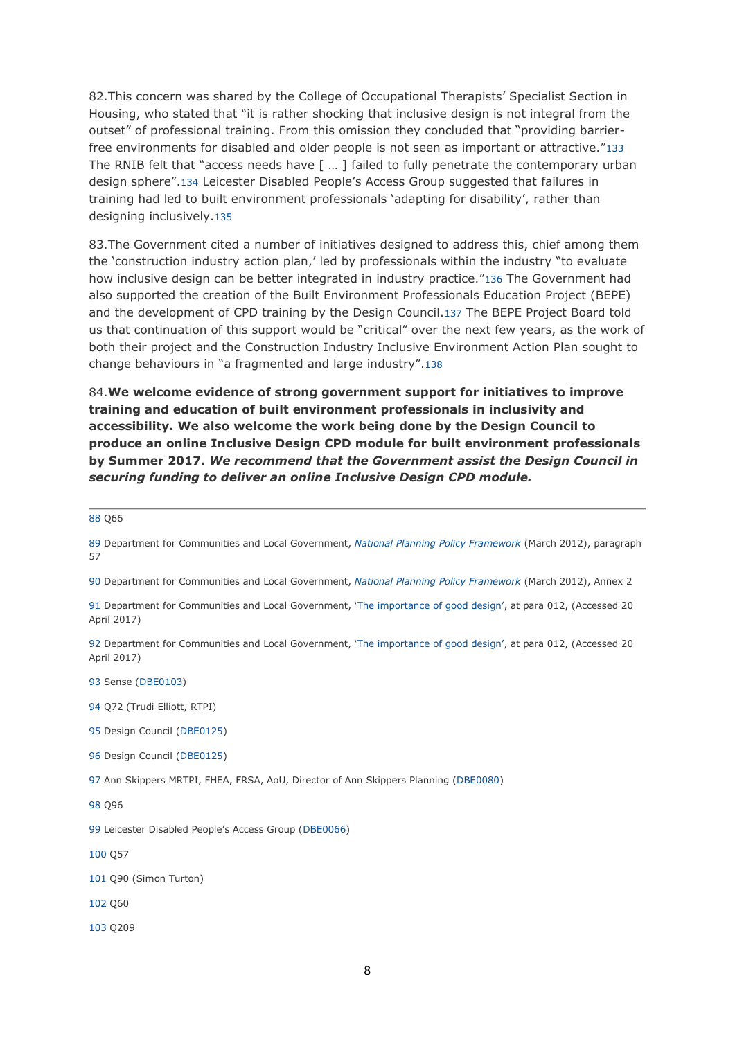82.This concern was shared by the College of Occupational Therapists' Specialist Section in Housing, who stated that "it is rather shocking that inclusive design is not integral from the outset" of professional training. From this omission they concluded that "providing barrier-free environments for disabled and older people is not seen as important or attractive."[133] The RNIB felt that "access needs have [ … ] failed to fully penetrate the contemporary urban design sphere".[134] Leicester Disabled People's Access Group suggested that failures in training had led to built environment professionals 'adapting for disability', rather than designing inclusively.[135]

83.The Government cited a number of initiatives designed to address this, chief among them the 'construction industry action plan,' led by professionals within the industry "to evaluate how inclusive design can be better integrated in industry practice."[136] The Government had also supported the creation of the Built Environment Professionals Education Project (BEPE) and the development of CPD training by the Design Council.[137] The BEPE Project Board told us that continuation of this support would be "critical" over the next few years, as the work of both their project and the Construction Industry Inclusive Environment Action Plan sought to change behaviours in "a fragmented and large industry".[138]

84.**We welcome evidence of strong government support for initiatives to improve training and education of built environment professionals in inclusivity and accessibility. We also welcome the work being done by the Design Council to produce an online Inclusive Design CPD module for built environment professionals by Summer 2017.** ***We recommend that the Government assist the Design Council in securing funding to deliver an online Inclusive Design CPD module.***

---

88 Q66

89 Department for Communities and Local Government, *National Planning Policy Framework* (March 2012), paragraph 57

90 Department for Communities and Local Government, *National Planning Policy Framework* (March 2012), Annex 2

91 Department for Communities and Local Government, 'The importance of good design', at para 012, (Accessed 20 April 2017)

92 Department for Communities and Local Government, 'The importance of good design', at para 012, (Accessed 20 April 2017)

93 Sense (DBE0103)

94 Q72 (Trudi Elliott, RTPI)

95 Design Council (DBE0125)

96 Design Council (DBE0125)

97 Ann Skippers MRTPI, FHEA, FRSA, AoU, Director of Ann Skippers Planning (DBE0080)

98 Q96

99 Leicester Disabled People's Access Group (DBE0066)

100 Q57

101 Q90 (Simon Turton)

102 Q60

103 Q209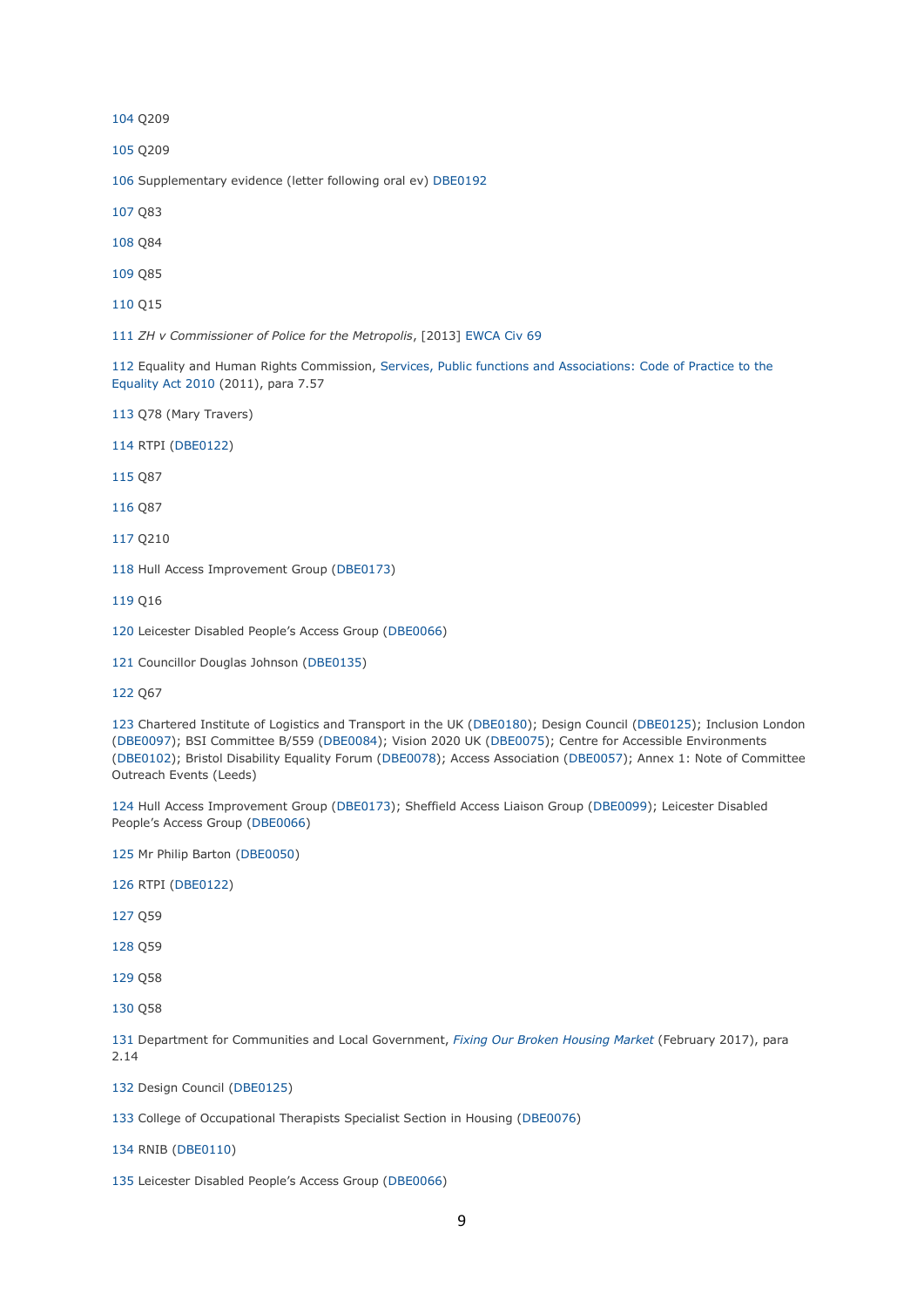104 Q209

105 Q209

106 Supplementary evidence (letter following oral ev) DBE0192

107 Q83

108 Q84

109 Q85

110 Q15

111 *ZH v Commissioner of Police for the Metropolis*, [2013] EWCA Civ 69

112 Equality and Human Rights Commission, Services, Public functions and Associations: Code of Practice to the Equality Act 2010 (2011), para 7.57

113 Q78 (Mary Travers)

114 RTPI (DBE0122)

115 Q87

116 Q87

117 Q210

118 Hull Access Improvement Group (DBE0173)

119 Q16

120 Leicester Disabled People's Access Group (DBE0066)

121 Councillor Douglas Johnson (DBE0135)

122 Q67

123 Chartered Institute of Logistics and Transport in the UK (DBE0180); Design Council (DBE0125); Inclusion London (DBE0097); BSI Committee B/559 (DBE0084); Vision 2020 UK (DBE0075); Centre for Accessible Environments (DBE0102); Bristol Disability Equality Forum (DBE0078); Access Association (DBE0057); Annex 1: Note of Committee Outreach Events (Leeds)

124 Hull Access Improvement Group (DBE0173); Sheffield Access Liaison Group (DBE0099); Leicester Disabled People's Access Group (DBE0066)

125 Mr Philip Barton (DBE0050)

126 RTPI (DBE0122)

127 Q59

128 Q59

129 Q58

130 Q58

131 Department for Communities and Local Government, *Fixing Our Broken Housing Market* (February 2017), para 2.14

132 Design Council (DBE0125)

133 College of Occupational Therapists Specialist Section in Housing (DBE0076)

134 RNIB (DBE0110)

135 Leicester Disabled People's Access Group (DBE0066)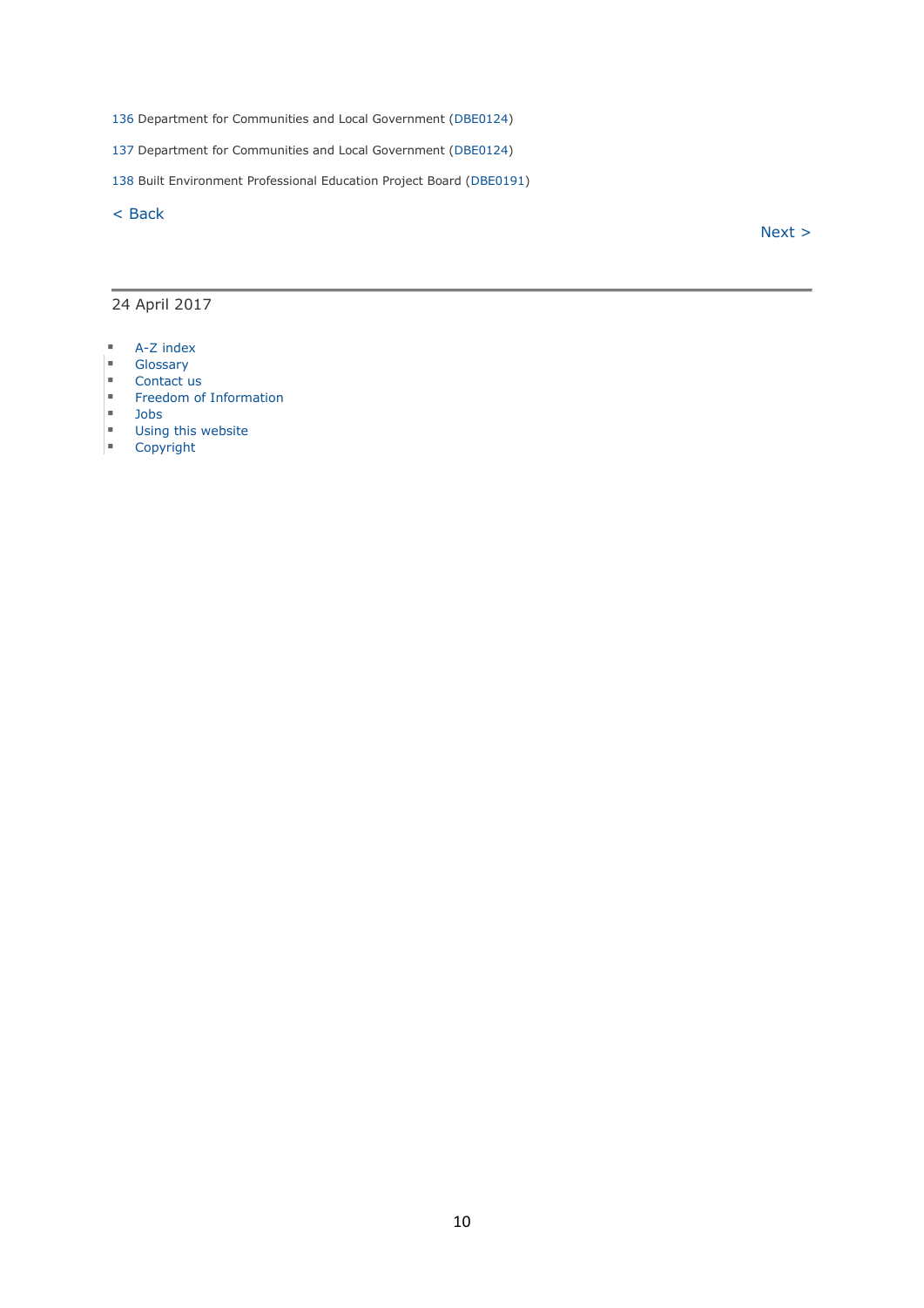136 Department for Communities and Local Government (DBE0124)

137 Department for Communities and Local Government (DBE0124)

138 Built Environment Professional Education Project Board (DBE0191)

< Back

Next >

---

24 April 2017

- A-Z index
- Glossary
- Contact us
- Freedom of Information
- Jobs
- Using this website
- Copyright